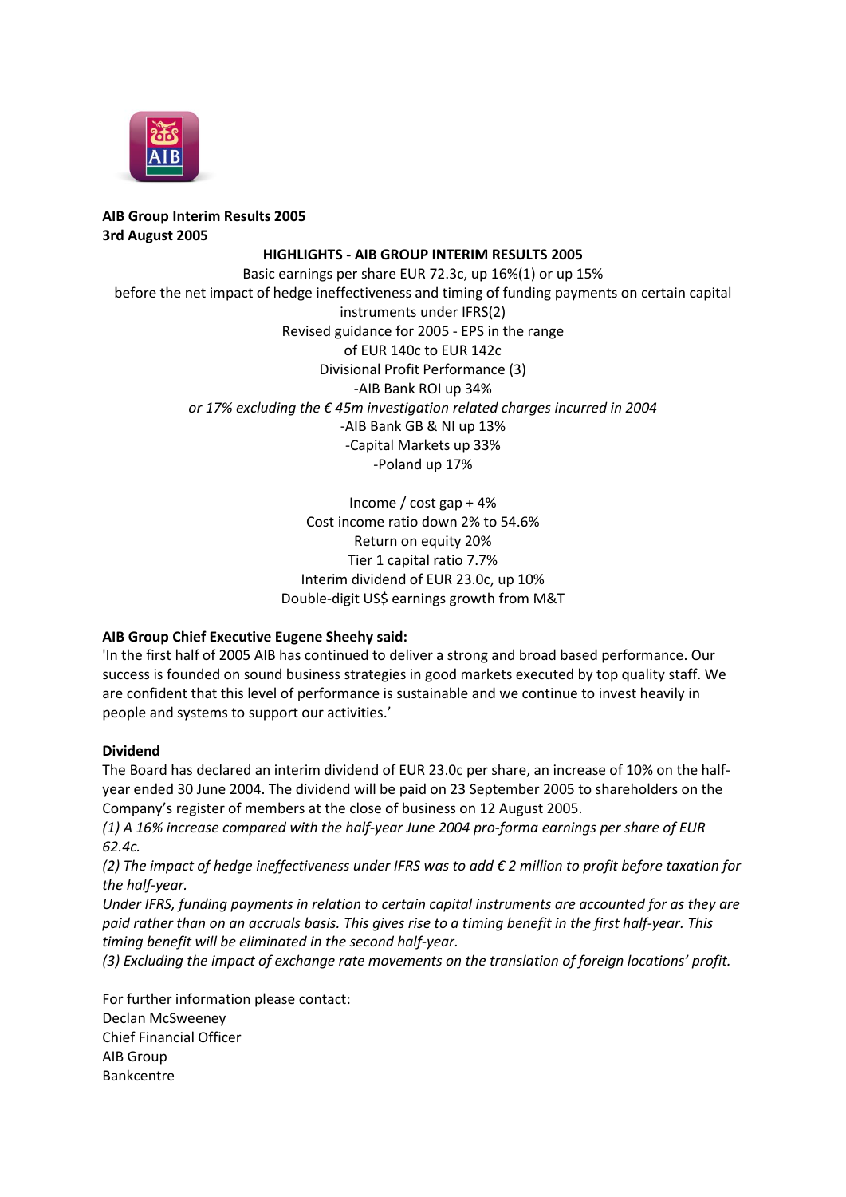**AIB Group Interim Results 2005**
**3rd August 2005**

**HIGHLIGHTS - AIB GROUP INTERIM RESULTS 2005**

Basic earnings per share EUR 72.3c, up 16%(1) or up 15%
before the net impact of hedge ineffectiveness and timing of funding payments on certain capital instruments under IFRS(2)
Revised guidance for 2005 - EPS in the range
of EUR 140c to EUR 142c
Divisional Profit Performance (3)
-AIB Bank ROI up 34%
*or 17% excluding the € 45m investigation related charges incurred in 2004*
-AIB Bank GB & NI up 13%
-Capital Markets up 33%
-Poland up 17%

Income / cost gap + 4%
Cost income ratio down 2% to 54.6%
Return on equity 20%
Tier 1 capital ratio 7.7%
Interim dividend of EUR 23.0c, up 10%
Double-digit US$ earnings growth from M&T

**AIB Group Chief Executive Eugene Sheehy said:**

'In the first half of 2005 AIB has continued to deliver a strong and broad based performance. Our success is founded on sound business strategies in good markets executed by top quality staff. We are confident that this level of performance is sustainable and we continue to invest heavily in people and systems to support our activities.'

**Dividend**

The Board has declared an interim dividend of EUR 23.0c per share, an increase of 10% on the half-year ended 30 June 2004. The dividend will be paid on 23 September 2005 to shareholders on the Company's register of members at the close of business on 12 August 2005.

*(1) A 16% increase compared with the half-year June 2004 pro-forma earnings per share of EUR 62.4c.*

*(2) The impact of hedge ineffectiveness under IFRS was to add € 2 million to profit before taxation for the half-year.*

*Under IFRS, funding payments in relation to certain capital instruments are accounted for as they are paid rather than on an accruals basis. This gives rise to a timing benefit in the first half-year. This timing benefit will be eliminated in the second half-year.*

*(3) Excluding the impact of exchange rate movements on the translation of foreign locations' profit.*

For further information please contact:
Declan McSweeney
Chief Financial Officer
AIB Group
Bankcentre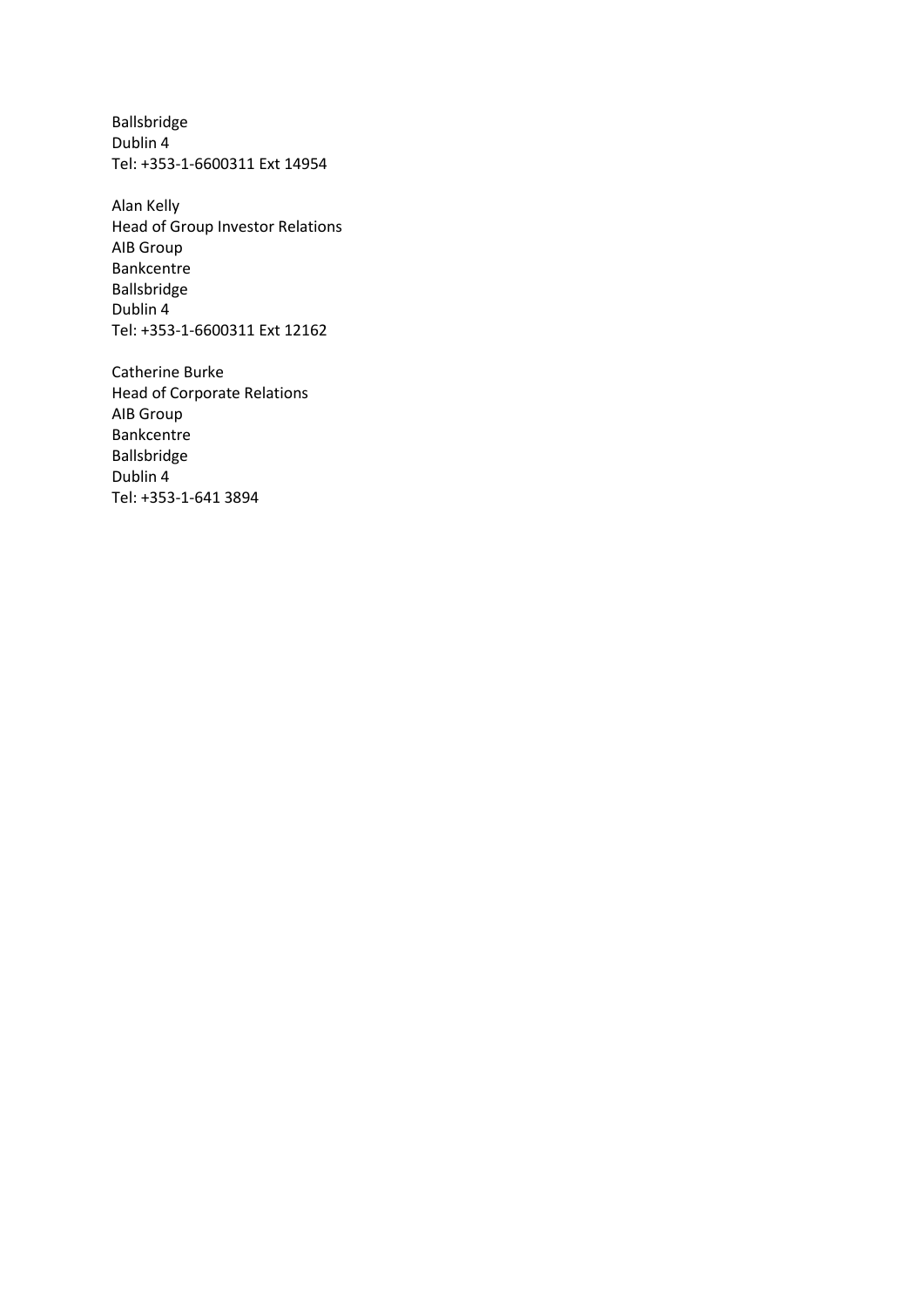Ballsbridge
Dublin 4
Tel: +353-1-6600311 Ext 14954

Alan Kelly
Head of Group Investor Relations
AIB Group
Bankcentre
Ballsbridge
Dublin 4
Tel: +353-1-6600311 Ext 12162

Catherine Burke
Head of Corporate Relations
AIB Group
Bankcentre
Ballsbridge
Dublin 4
Tel: +353-1-641 3894